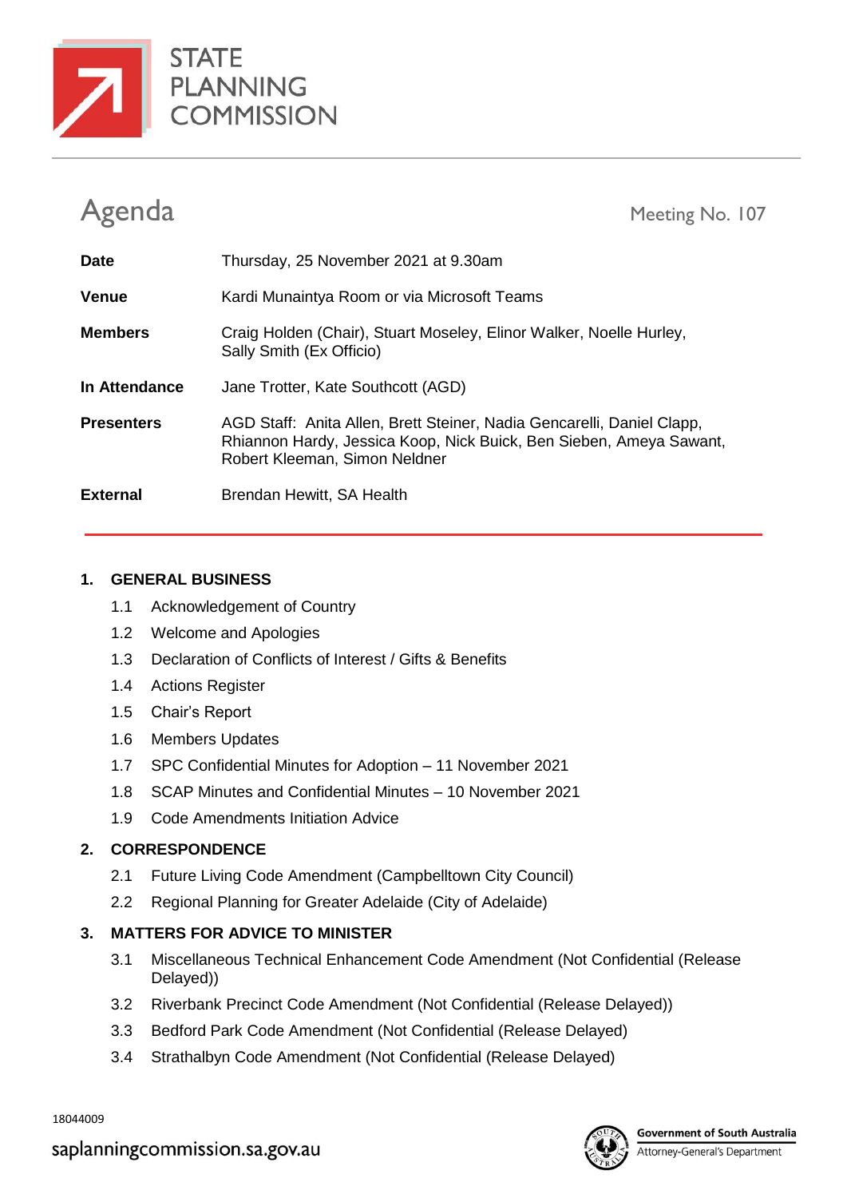STATE PLANNING COMMISSION

# Agenda

Meeting No. 107

| | |
|---|---|
| **Date** | Thursday, 25 November 2021 at 9.30am |
| **Venue** | Kardi Munaintya Room or via Microsoft Teams |
| **Members** | Craig Holden (Chair), Stuart Moseley, Elinor Walker, Noelle Hurley, Sally Smith (Ex Officio) |
| **In Attendance** | Jane Trotter, Kate Southcott (AGD) |
| **Presenters** | AGD Staff: Anita Allen, Brett Steiner, Nadia Gencarelli, Daniel Clapp, Rhiannon Hardy, Jessica Koop, Nick Buick, Ben Sieben, Ameya Sawant, Robert Kleeman, Simon Neldner |
| **External** | Brendan Hewitt, SA Health |

## 1. GENERAL BUSINESS

1.1 Acknowledgement of Country

1.2 Welcome and Apologies

1.3 Declaration of Conflicts of Interest / Gifts & Benefits

1.4 Actions Register

1.5 Chair's Report

1.6 Members Updates

1.7 SPC Confidential Minutes for Adoption – 11 November 2021

1.8 SCAP Minutes and Confidential Minutes – 10 November 2021

1.9 Code Amendments Initiation Advice

## 2. CORRESPONDENCE

2.1 Future Living Code Amendment (Campbelltown City Council)

2.2 Regional Planning for Greater Adelaide (City of Adelaide)

## 3. MATTERS FOR ADVICE TO MINISTER

3.1 Miscellaneous Technical Enhancement Code Amendment (Not Confidential (Release Delayed))

3.2 Riverbank Precinct Code Amendment (Not Confidential (Release Delayed))

3.3 Bedford Park Code Amendment (Not Confidential (Release Delayed)

3.4 Strathalbyn Code Amendment (Not Confidential (Release Delayed)

18044009

saplanningcommission.sa.gov.au

Government of South Australia
Attorney-General's Department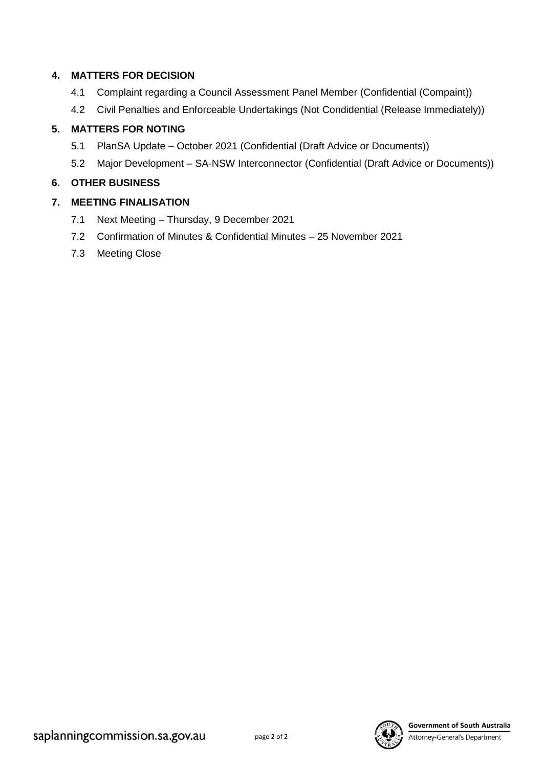## 4. MATTERS FOR DECISION

4.1 Complaint regarding a Council Assessment Panel Member (Confidential (Compaint))

4.2 Civil Penalties and Enforceable Undertakings (Not Condidential (Release Immediately))

## 5. MATTERS FOR NOTING

5.1 PlanSA Update – October 2021 (Confidential (Draft Advice or Documents))

5.2 Major Development – SA-NSW Interconnector (Confidential (Draft Advice or Documents))

## 6. OTHER BUSINESS

## 7. MEETING FINALISATION

7.1 Next Meeting – Thursday, 9 December 2021

7.2 Confirmation of Minutes & Confidential Minutes – 25 November 2021

7.3 Meeting Close